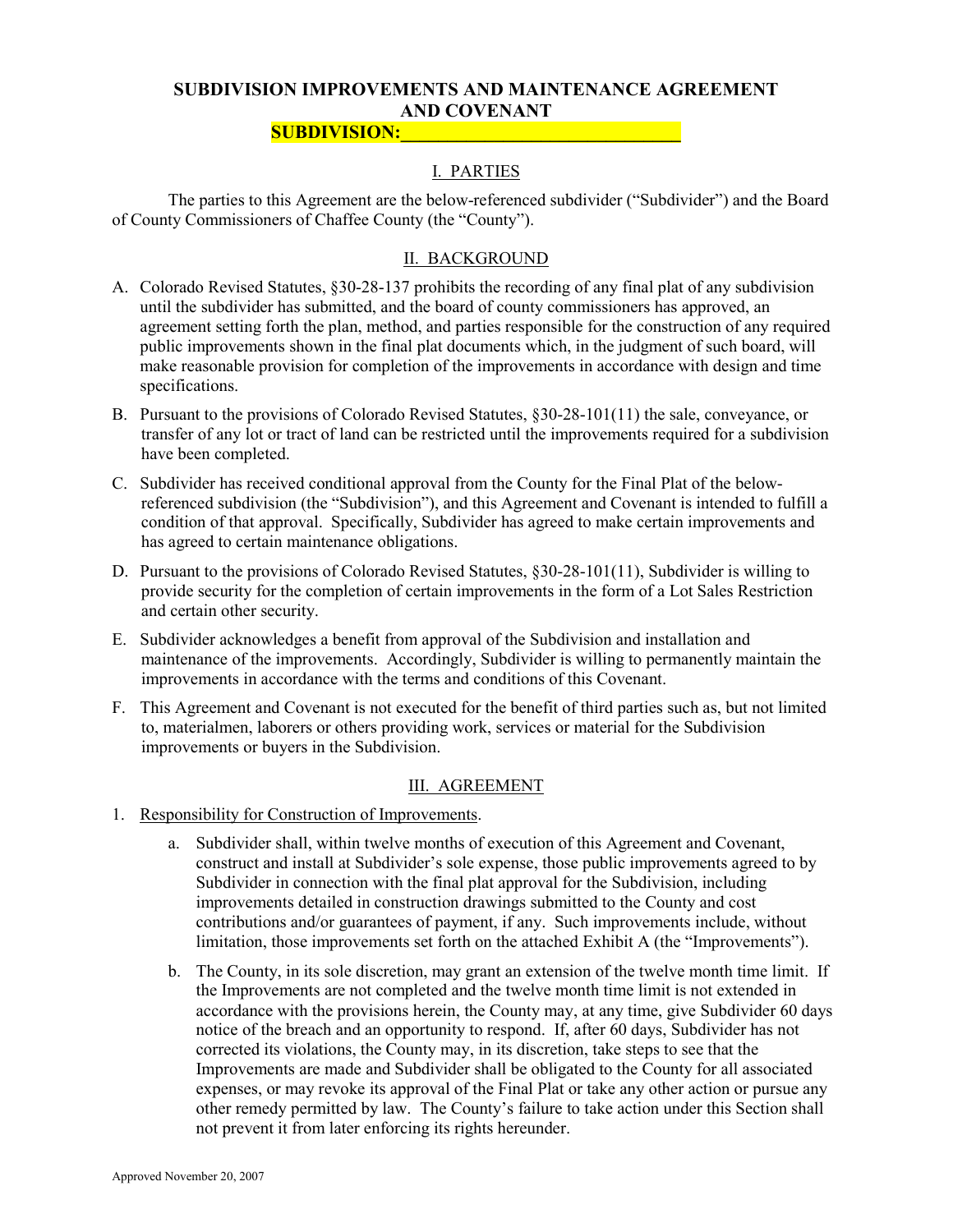# SUBDIVISION IMPROVEMENTS AND MAINTENANCE AGREEMENT AND COVENANT

**SUBDIVISION:\_\_\_\_\_\_\_\_\_\_\_\_\_\_\_\_\_\_\_\_\_\_\_\_\_\_\_\_\_\_**

## I. PARTIES

The parties to this Agreement are the below-referenced subdivider ("Subdivider") and the Board of County Commissioners of Chaffee County (the "County").

## II. BACKGROUND

A. Colorado Revised Statutes, §30-28-137 prohibits the recording of any final plat of any subdivision until the subdivider has submitted, and the board of county commissioners has approved, an agreement setting forth the plan, method, and parties responsible for the construction of any required public improvements shown in the final plat documents which, in the judgment of such board, will make reasonable provision for completion of the improvements in accordance with design and time specifications.

B. Pursuant to the provisions of Colorado Revised Statutes, §30-28-101(11) the sale, conveyance, or transfer of any lot or tract of land can be restricted until the improvements required for a subdivision have been completed.

C. Subdivider has received conditional approval from the County for the Final Plat of the below-referenced subdivision (the "Subdivision"), and this Agreement and Covenant is intended to fulfill a condition of that approval. Specifically, Subdivider has agreed to make certain improvements and has agreed to certain maintenance obligations.

D. Pursuant to the provisions of Colorado Revised Statutes, §30-28-101(11), Subdivider is willing to provide security for the completion of certain improvements in the form of a Lot Sales Restriction and certain other security.

E. Subdivider acknowledges a benefit from approval of the Subdivision and installation and maintenance of the improvements. Accordingly, Subdivider is willing to permanently maintain the improvements in accordance with the terms and conditions of this Covenant.

F. This Agreement and Covenant is not executed for the benefit of third parties such as, but not limited to, materialmen, laborers or others providing work, services or material for the Subdivision improvements or buyers in the Subdivision.

## III. AGREEMENT

1. Responsibility for Construction of Improvements.

   a. Subdivider shall, within twelve months of execution of this Agreement and Covenant, construct and install at Subdivider's sole expense, those public improvements agreed to by Subdivider in connection with the final plat approval for the Subdivision, including improvements detailed in construction drawings submitted to the County and cost contributions and/or guarantees of payment, if any. Such improvements include, without limitation, those improvements set forth on the attached Exhibit A (the "Improvements").

   b. The County, in its sole discretion, may grant an extension of the twelve month time limit. If the Improvements are not completed and the twelve month time limit is not extended in accordance with the provisions herein, the County may, at any time, give Subdivider 60 days notice of the breach and an opportunity to respond. If, after 60 days, Subdivider has not corrected its violations, the County may, in its discretion, take steps to see that the Improvements are made and Subdivider shall be obligated to the County for all associated expenses, or may revoke its approval of the Final Plat or take any other action or pursue any other remedy permitted by law. The County's failure to take action under this Section shall not prevent it from later enforcing its rights hereunder.

Approved November 20, 2007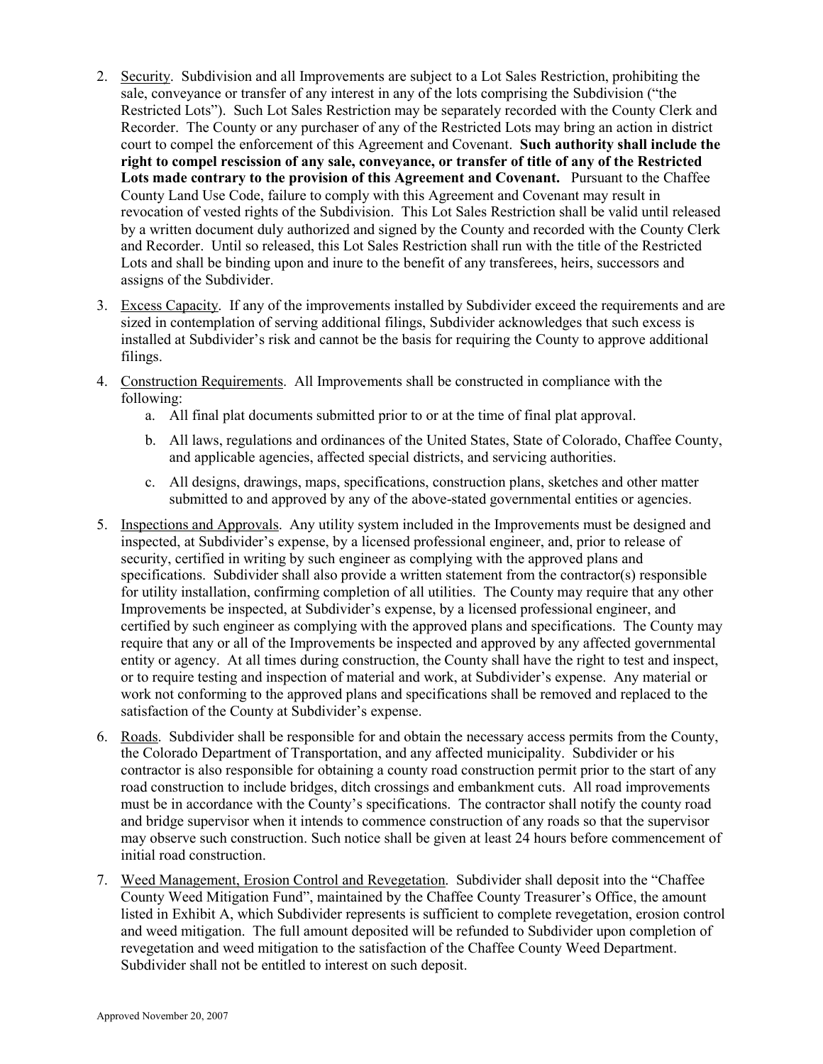2. Security. Subdivision and all Improvements are subject to a Lot Sales Restriction, prohibiting the sale, conveyance or transfer of any interest in any of the lots comprising the Subdivision ("the Restricted Lots"). Such Lot Sales Restriction may be separately recorded with the County Clerk and Recorder. The County or any purchaser of any of the Restricted Lots may bring an action in district court to compel the enforcement of this Agreement and Covenant. **Such authority shall include the right to compel rescission of any sale, conveyance, or transfer of title of any of the Restricted Lots made contrary to the provision of this Agreement and Covenant.** Pursuant to the Chaffee County Land Use Code, failure to comply with this Agreement and Covenant may result in revocation of vested rights of the Subdivision. This Lot Sales Restriction shall be valid until released by a written document duly authorized and signed by the County and recorded with the County Clerk and Recorder. Until so released, this Lot Sales Restriction shall run with the title of the Restricted Lots and shall be binding upon and inure to the benefit of any transferees, heirs, successors and assigns of the Subdivider.

3. Excess Capacity. If any of the improvements installed by Subdivider exceed the requirements and are sized in contemplation of serving additional filings, Subdivider acknowledges that such excess is installed at Subdivider's risk and cannot be the basis for requiring the County to approve additional filings.

4. Construction Requirements. All Improvements shall be constructed in compliance with the following:
   a. All final plat documents submitted prior to or at the time of final plat approval.
   b. All laws, regulations and ordinances of the United States, State of Colorado, Chaffee County, and applicable agencies, affected special districts, and servicing authorities.
   c. All designs, drawings, maps, specifications, construction plans, sketches and other matter submitted to and approved by any of the above-stated governmental entities or agencies.

5. Inspections and Approvals. Any utility system included in the Improvements must be designed and inspected, at Subdivider's expense, by a licensed professional engineer, and, prior to release of security, certified in writing by such engineer as complying with the approved plans and specifications. Subdivider shall also provide a written statement from the contractor(s) responsible for utility installation, confirming completion of all utilities. The County may require that any other Improvements be inspected, at Subdivider's expense, by a licensed professional engineer, and certified by such engineer as complying with the approved plans and specifications. The County may require that any or all of the Improvements be inspected and approved by any affected governmental entity or agency. At all times during construction, the County shall have the right to test and inspect, or to require testing and inspection of material and work, at Subdivider's expense. Any material or work not conforming to the approved plans and specifications shall be removed and replaced to the satisfaction of the County at Subdivider's expense.

6. Roads. Subdivider shall be responsible for and obtain the necessary access permits from the County, the Colorado Department of Transportation, and any affected municipality. Subdivider or his contractor is also responsible for obtaining a county road construction permit prior to the start of any road construction to include bridges, ditch crossings and embankment cuts. All road improvements must be in accordance with the County's specifications. The contractor shall notify the county road and bridge supervisor when it intends to commence construction of any roads so that the supervisor may observe such construction. Such notice shall be given at least 24 hours before commencement of initial road construction.

7. Weed Management, Erosion Control and Revegetation. Subdivider shall deposit into the "Chaffee County Weed Mitigation Fund", maintained by the Chaffee County Treasurer's Office, the amount listed in Exhibit A, which Subdivider represents is sufficient to complete revegetation, erosion control and weed mitigation. The full amount deposited will be refunded to Subdivider upon completion of revegetation and weed mitigation to the satisfaction of the Chaffee County Weed Department. Subdivider shall not be entitled to interest on such deposit.

Approved November 20, 2007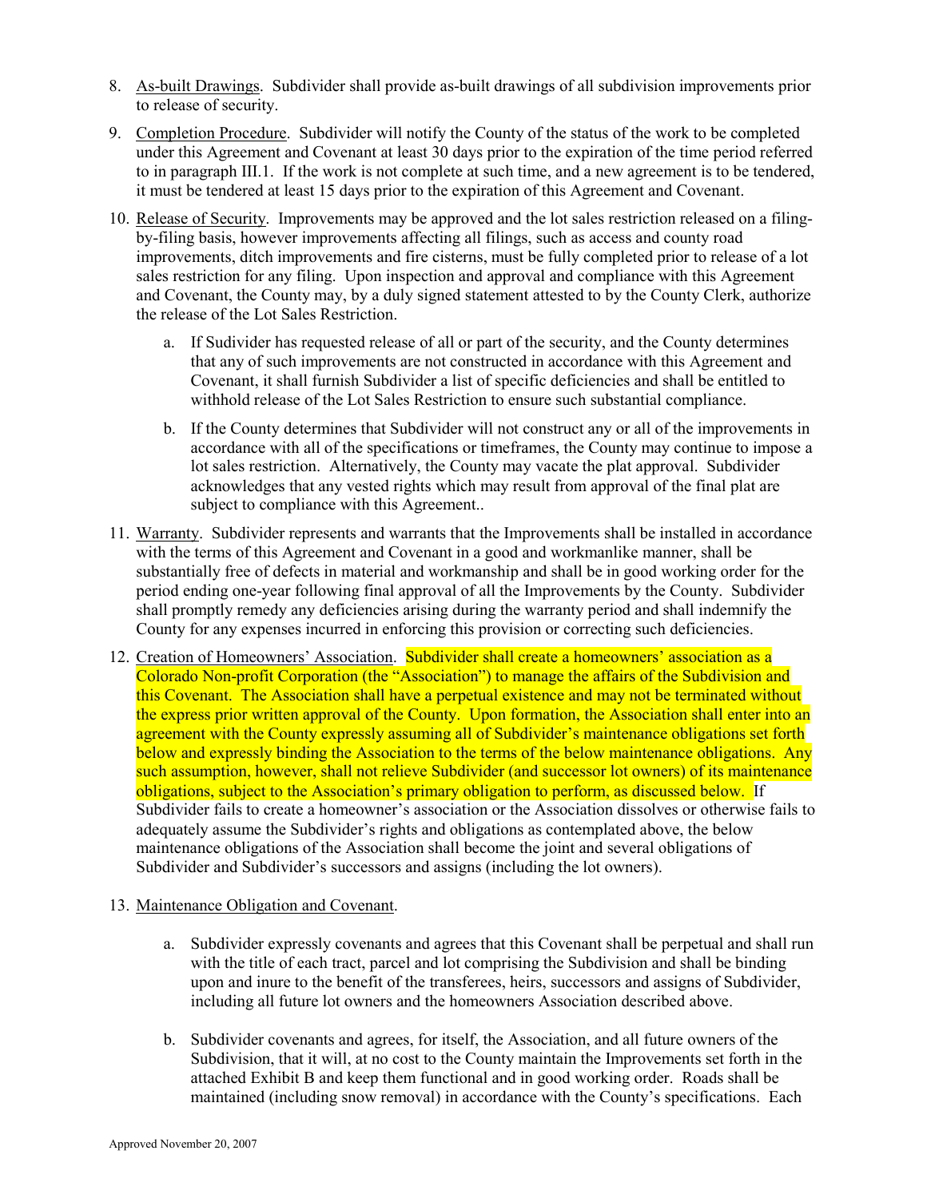8. As-built Drawings. Subdivider shall provide as-built drawings of all subdivision improvements prior to release of security.

9. Completion Procedure. Subdivider will notify the County of the status of the work to be completed under this Agreement and Covenant at least 30 days prior to the expiration of the time period referred to in paragraph III.1. If the work is not complete at such time, and a new agreement is to be tendered, it must be tendered at least 15 days prior to the expiration of this Agreement and Covenant.

10. Release of Security. Improvements may be approved and the lot sales restriction released on a filing-by-filing basis, however improvements affecting all filings, such as access and county road improvements, ditch improvements and fire cisterns, must be fully completed prior to release of a lot sales restriction for any filing. Upon inspection and approval and compliance with this Agreement and Covenant, the County may, by a duly signed statement attested to by the County Clerk, authorize the release of the Lot Sales Restriction.

    a. If Sudivider has requested release of all or part of the security, and the County determines that any of such improvements are not constructed in accordance with this Agreement and Covenant, it shall furnish Subdivider a list of specific deficiencies and shall be entitled to withhold release of the Lot Sales Restriction to ensure such substantial compliance.

    b. If the County determines that Subdivider will not construct any or all of the improvements in accordance with all of the specifications or timeframes, the County may continue to impose a lot sales restriction. Alternatively, the County may vacate the plat approval. Subdivider acknowledges that any vested rights which may result from approval of the final plat are subject to compliance with this Agreement..

11. Warranty. Subdivider represents and warrants that the Improvements shall be installed in accordance with the terms of this Agreement and Covenant in a good and workmanlike manner, shall be substantially free of defects in material and workmanship and shall be in good working order for the period ending one-year following final approval of all the Improvements by the County. Subdivider shall promptly remedy any deficiencies arising during the warranty period and shall indemnify the County for any expenses incurred in enforcing this provision or correcting such deficiencies.

12. Creation of Homeowners' Association. Subdivider shall create a homeowners' association as a Colorado Non-profit Corporation (the "Association") to manage the affairs of the Subdivision and this Covenant. The Association shall have a perpetual existence and may not be terminated without the express prior written approval of the County. Upon formation, the Association shall enter into an agreement with the County expressly assuming all of Subdivider's maintenance obligations set forth below and expressly binding the Association to the terms of the below maintenance obligations. Any such assumption, however, shall not relieve Subdivider (and successor lot owners) of its maintenance obligations, subject to the Association's primary obligation to perform, as discussed below. If Subdivider fails to create a homeowner's association or the Association dissolves or otherwise fails to adequately assume the Subdivider's rights and obligations as contemplated above, the below maintenance obligations of the Association shall become the joint and several obligations of Subdivider and Subdivider's successors and assigns (including the lot owners).

13. Maintenance Obligation and Covenant.

    a. Subdivider expressly covenants and agrees that this Covenant shall be perpetual and shall run with the title of each tract, parcel and lot comprising the Subdivision and shall be binding upon and inure to the benefit of the transferees, heirs, successors and assigns of Subdivider, including all future lot owners and the homeowners Association described above.

    b. Subdivider covenants and agrees, for itself, the Association, and all future owners of the Subdivision, that it will, at no cost to the County maintain the Improvements set forth in the attached Exhibit B and keep them functional and in good working order. Roads shall be maintained (including snow removal) in accordance with the County's specifications. Each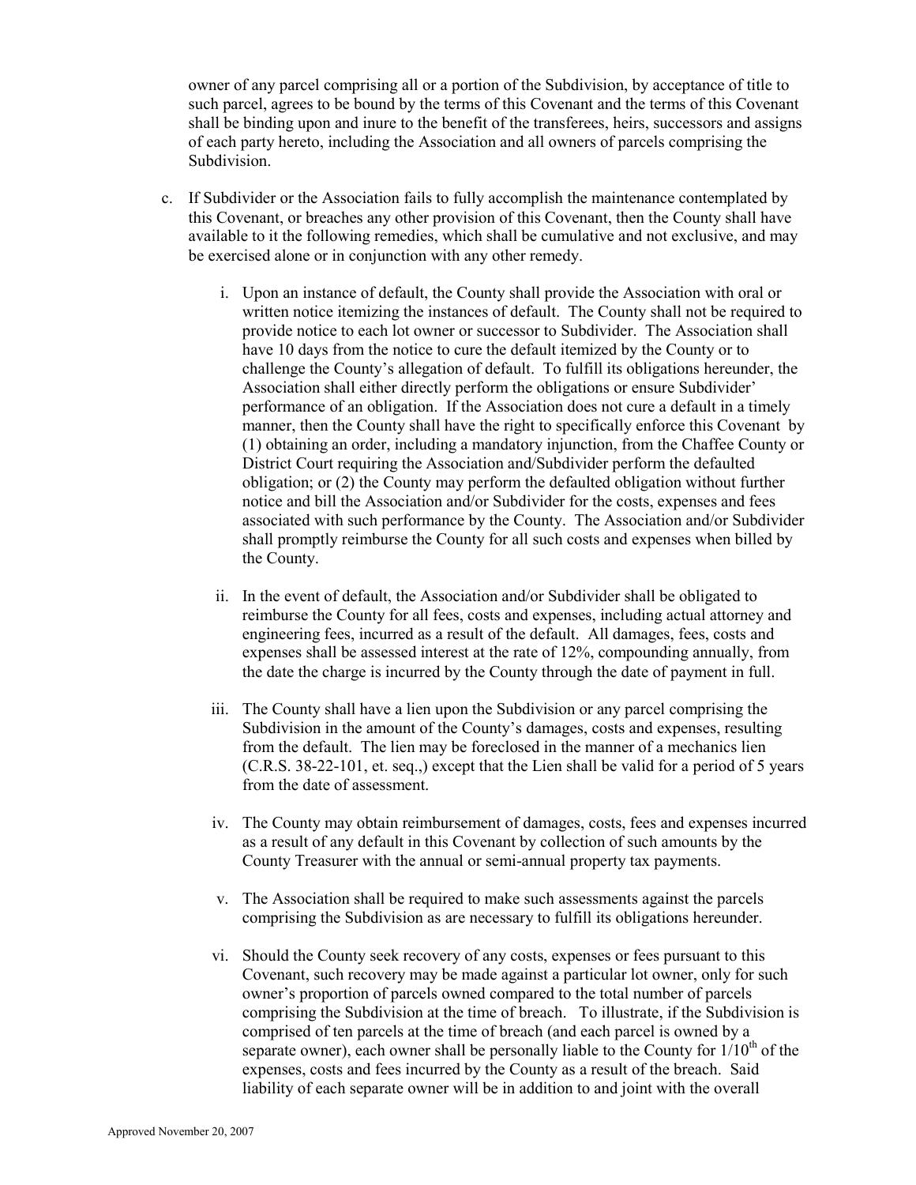owner of any parcel comprising all or a portion of the Subdivision, by acceptance of title to such parcel, agrees to be bound by the terms of this Covenant and the terms of this Covenant shall be binding upon and inure to the benefit of the transferees, heirs, successors and assigns of each party hereto, including the Association and all owners of parcels comprising the Subdivision.

c. If Subdivider or the Association fails to fully accomplish the maintenance contemplated by this Covenant, or breaches any other provision of this Covenant, then the County shall have available to it the following remedies, which shall be cumulative and not exclusive, and may be exercised alone or in conjunction with any other remedy.

   i. Upon an instance of default, the County shall provide the Association with oral or written notice itemizing the instances of default. The County shall not be required to provide notice to each lot owner or successor to Subdivider. The Association shall have 10 days from the notice to cure the default itemized by the County or to challenge the County's allegation of default. To fulfill its obligations hereunder, the Association shall either directly perform the obligations or ensure Subdivider' performance of an obligation. If the Association does not cure a default in a timely manner, then the County shall have the right to specifically enforce this Covenant by (1) obtaining an order, including a mandatory injunction, from the Chaffee County or District Court requiring the Association and/Subdivider perform the defaulted obligation; or (2) the County may perform the defaulted obligation without further notice and bill the Association and/or Subdivider for the costs, expenses and fees associated with such performance by the County. The Association and/or Subdivider shall promptly reimburse the County for all such costs and expenses when billed by the County.

   ii. In the event of default, the Association and/or Subdivider shall be obligated to reimburse the County for all fees, costs and expenses, including actual attorney and engineering fees, incurred as a result of the default. All damages, fees, costs and expenses shall be assessed interest at the rate of 12%, compounding annually, from the date the charge is incurred by the County through the date of payment in full.

   iii. The County shall have a lien upon the Subdivision or any parcel comprising the Subdivision in the amount of the County's damages, costs and expenses, resulting from the default. The lien may be foreclosed in the manner of a mechanics lien (C.R.S. 38-22-101, et. seq.,) except that the Lien shall be valid for a period of 5 years from the date of assessment.

   iv. The County may obtain reimbursement of damages, costs, fees and expenses incurred as a result of any default in this Covenant by collection of such amounts by the County Treasurer with the annual or semi-annual property tax payments.

   v. The Association shall be required to make such assessments against the parcels comprising the Subdivision as are necessary to fulfill its obligations hereunder.

   vi. Should the County seek recovery of any costs, expenses or fees pursuant to this Covenant, such recovery may be made against a particular lot owner, only for such owner's proportion of parcels owned compared to the total number of parcels comprising the Subdivision at the time of breach. To illustrate, if the Subdivision is comprised of ten parcels at the time of breach (and each parcel is owned by a separate owner), each owner shall be personally liable to the County for 1/10th of the expenses, costs and fees incurred by the County as a result of the breach. Said liability of each separate owner will be in addition to and joint with the overall

Approved November 20, 2007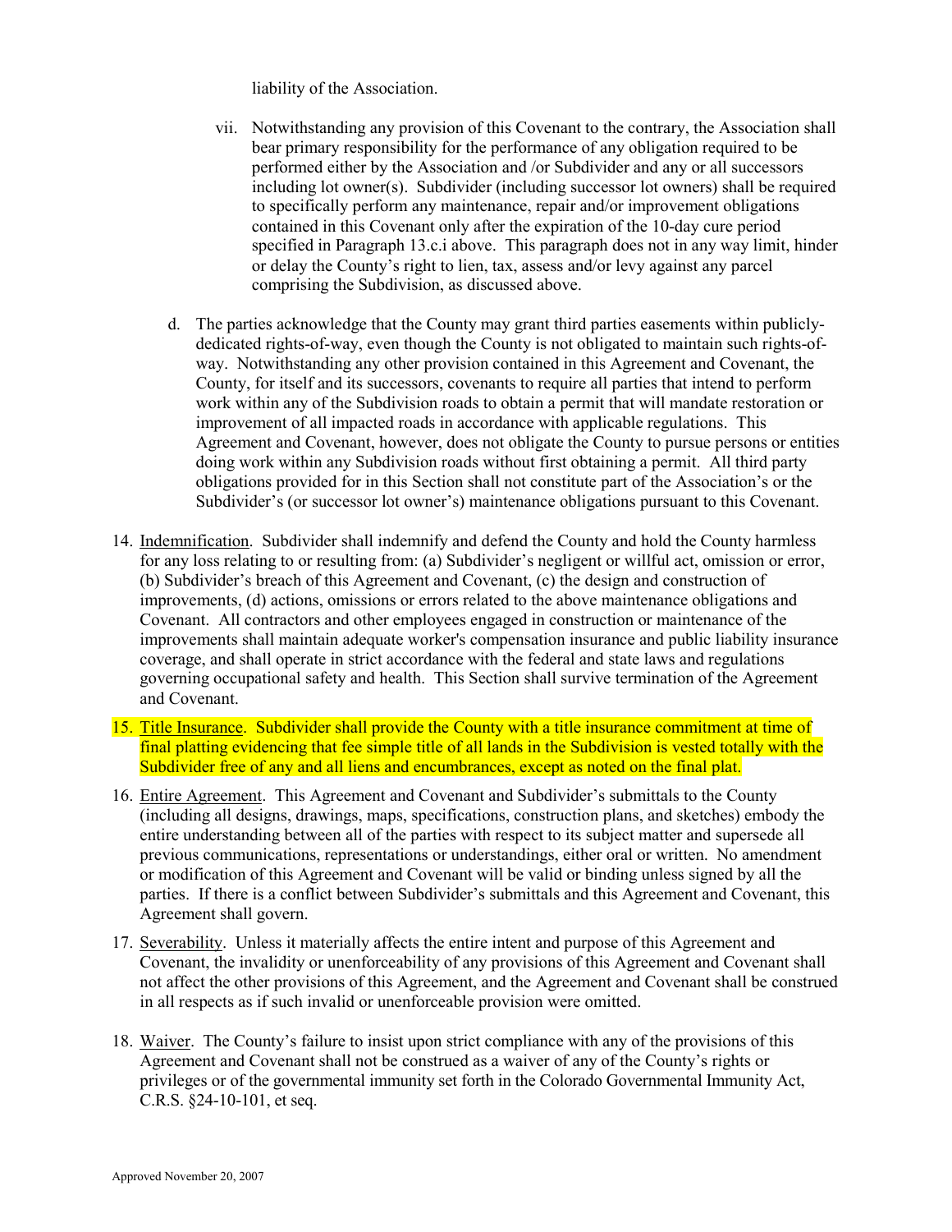liability of the Association.

vii. Notwithstanding any provision of this Covenant to the contrary, the Association shall bear primary responsibility for the performance of any obligation required to be performed either by the Association and /or Subdivider and any or all successors including lot owner(s). Subdivider (including successor lot owners) shall be required to specifically perform any maintenance, repair and/or improvement obligations contained in this Covenant only after the expiration of the 10-day cure period specified in Paragraph 13.c.i above. This paragraph does not in any way limit, hinder or delay the County's right to lien, tax, assess and/or levy against any parcel comprising the Subdivision, as discussed above.

d. The parties acknowledge that the County may grant third parties easements within publicly-dedicated rights-of-way, even though the County is not obligated to maintain such rights-of-way. Notwithstanding any other provision contained in this Agreement and Covenant, the County, for itself and its successors, covenants to require all parties that intend to perform work within any of the Subdivision roads to obtain a permit that will mandate restoration or improvement of all impacted roads in accordance with applicable regulations. This Agreement and Covenant, however, does not obligate the County to pursue persons or entities doing work within any Subdivision roads without first obtaining a permit. All third party obligations provided for in this Section shall not constitute part of the Association's or the Subdivider's (or successor lot owner's) maintenance obligations pursuant to this Covenant.

14. Indemnification. Subdivider shall indemnify and defend the County and hold the County harmless for any loss relating to or resulting from: (a) Subdivider's negligent or willful act, omission or error, (b) Subdivider's breach of this Agreement and Covenant, (c) the design and construction of improvements, (d) actions, omissions or errors related to the above maintenance obligations and Covenant. All contractors and other employees engaged in construction or maintenance of the improvements shall maintain adequate worker's compensation insurance and public liability insurance coverage, and shall operate in strict accordance with the federal and state laws and regulations governing occupational safety and health. This Section shall survive termination of the Agreement and Covenant.

15. Title Insurance. Subdivider shall provide the County with a title insurance commitment at time of final platting evidencing that fee simple title of all lands in the Subdivision is vested totally with the Subdivider free of any and all liens and encumbrances, except as noted on the final plat.

16. Entire Agreement. This Agreement and Covenant and Subdivider's submittals to the County (including all designs, drawings, maps, specifications, construction plans, and sketches) embody the entire understanding between all of the parties with respect to its subject matter and supersede all previous communications, representations or understandings, either oral or written. No amendment or modification of this Agreement and Covenant will be valid or binding unless signed by all the parties. If there is a conflict between Subdivider's submittals and this Agreement and Covenant, this Agreement shall govern.

17. Severability. Unless it materially affects the entire intent and purpose of this Agreement and Covenant, the invalidity or unenforceability of any provisions of this Agreement and Covenant shall not affect the other provisions of this Agreement, and the Agreement and Covenant shall be construed in all respects as if such invalid or unenforceable provision were omitted.

18. Waiver. The County's failure to insist upon strict compliance with any of the provisions of this Agreement and Covenant shall not be construed as a waiver of any of the County's rights or privileges or of the governmental immunity set forth in the Colorado Governmental Immunity Act, C.R.S. §24-10-101, et seq.

Approved November 20, 2007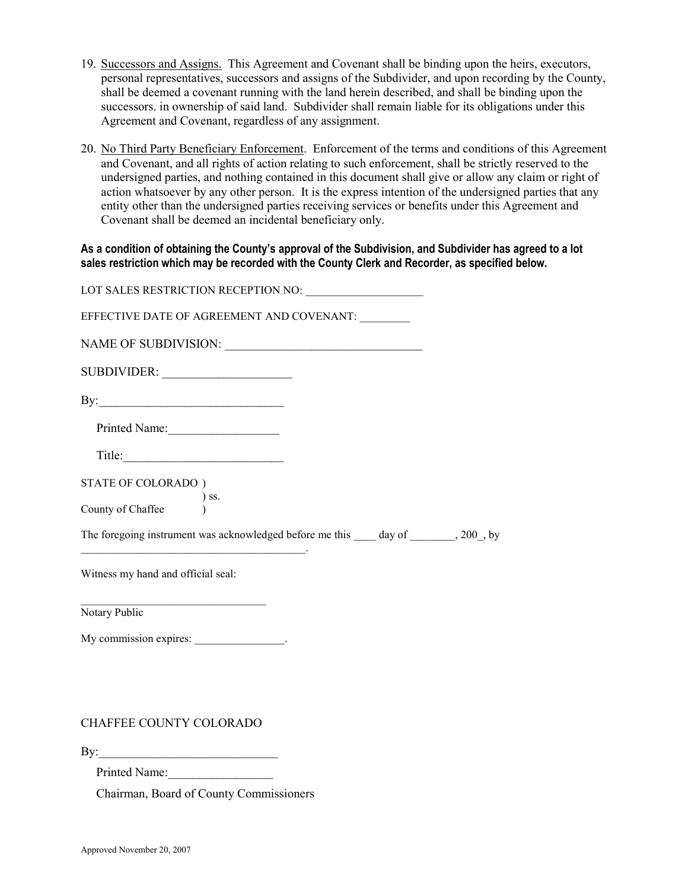19. Successors and Assigns. This Agreement and Covenant shall be binding upon the heirs, executors, personal representatives, successors and assigns of the Subdivider, and upon recording by the County, shall be deemed a covenant running with the land herein described, and shall be binding upon the successors. in ownership of said land. Subdivider shall remain liable for its obligations under this Agreement and Covenant, regardless of any assignment.

20. No Third Party Beneficiary Enforcement. Enforcement of the terms and conditions of this Agreement and Covenant, and all rights of action relating to such enforcement, shall be strictly reserved to the undersigned parties, and nothing contained in this document shall give or allow any claim or right of action whatsoever by any other person. It is the express intention of the undersigned parties that any entity other than the undersigned parties receiving services or benefits under this Agreement and Covenant shall be deemed an incidental beneficiary only.

**As a condition of obtaining the County's approval of the Subdivision, and Subdivider has agreed to a lot sales restriction which may be recorded with the County Clerk and Recorder, as specified below.**

LOT SALES RESTRICTION RECEPTION NO: ____________________

EFFECTIVE DATE OF AGREEMENT AND COVENANT: ________

NAME OF SUBDIVISION: ________________________________

SUBDIVIDER: _____________________

By:______________________________

Printed Name:__________________

Title:__________________________

STATE OF COLORADO )
) ss.
County of Chaffee )

The foregoing instrument was acknowledged before me this ____ day of ________, 200_, by _______________________________________.

Witness my hand and official seal:

_______________________________
Notary Public

My commission expires: ________________.

CHAFFEE COUNTY COLORADO

By:_____________________________

Printed Name:_________________

Chairman, Board of County Commissioners

Approved November 20, 2007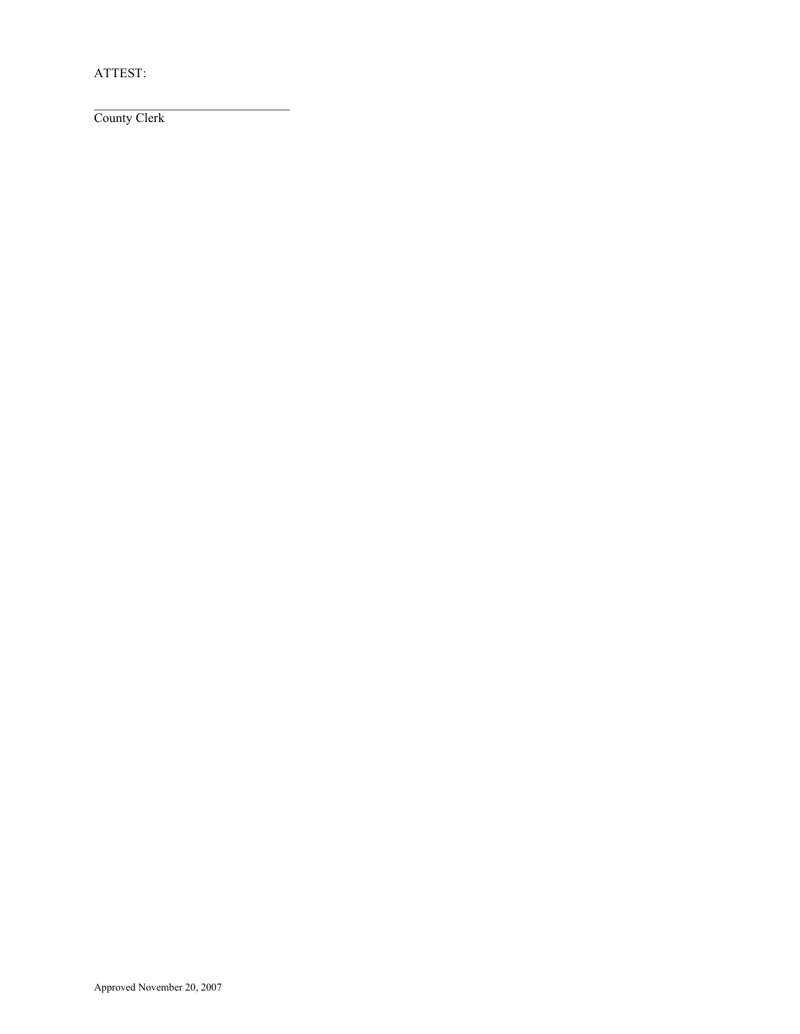ATTEST:

_______________________________
County Clerk

Approved November 20, 2007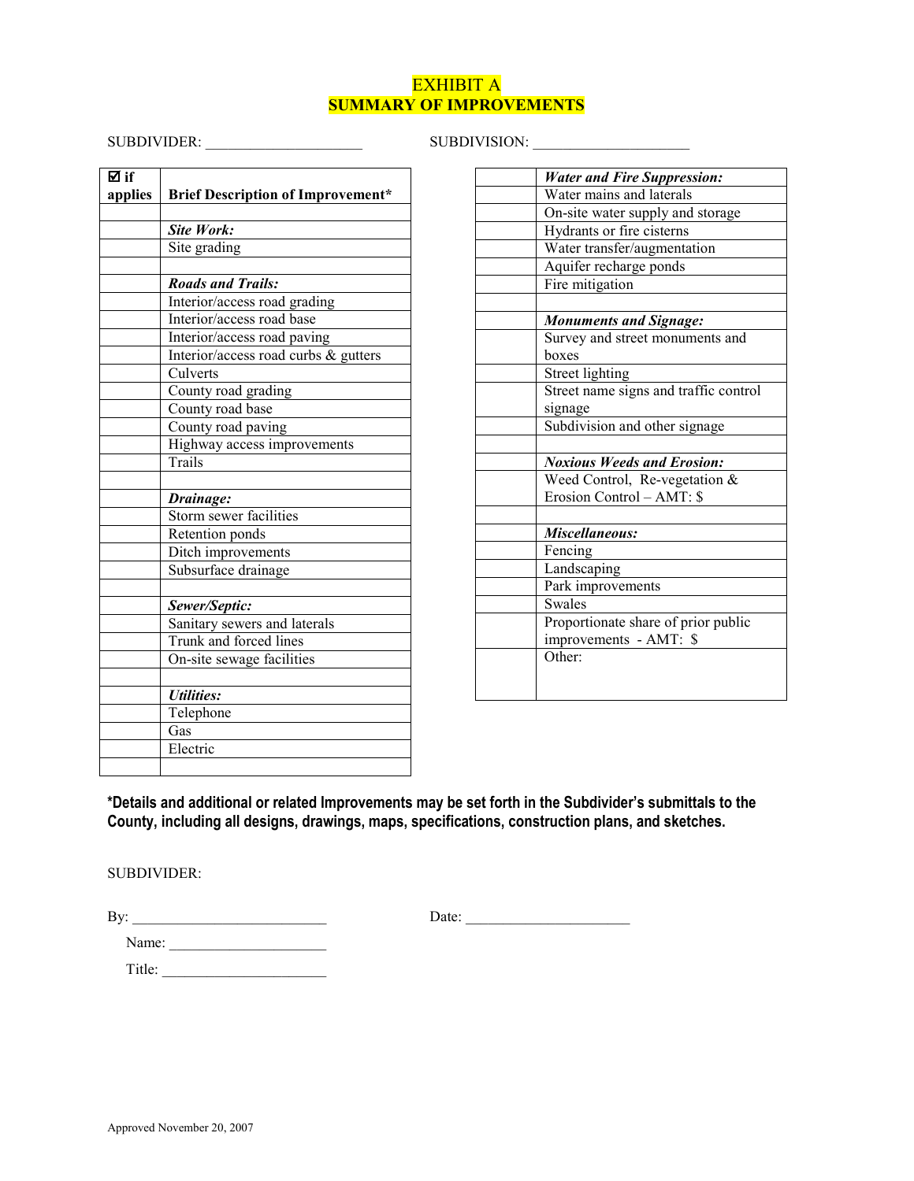# EXHIBIT A
## SUMMARY OF IMPROVEMENTS

SUBDIVIDER: ____________________ SUBDIVISION: ____________________

| ☑ if applies | Brief Description of Improvement* |
|---|---|
| | |
| | ***Site Work:*** |
| | Site grading |
| | |
| | ***Roads and Trails:*** |
| | Interior/access road grading |
| | Interior/access road base |
| | Interior/access road paving |
| | Interior/access road curbs & gutters |
| | Culverts |
| | County road grading |
| | County road base |
| | County road paving |
| | Highway access improvements |
| | Trails |
| | |
| | ***Drainage:*** |
| | Storm sewer facilities |
| | Retention ponds |
| | Ditch improvements |
| | Subsurface drainage |
| | |
| | ***Sewer/Septic:*** |
| | Sanitary sewers and laterals |
| | Trunk and forced lines |
| | On-site sewage facilities |
| | |
| | ***Utilities:*** |
| | Telephone |
| | Gas |
| | Electric |
| | |
| | ***Water and Fire Suppression:*** |
| | Water mains and laterals |
| | On-site water supply and storage |
| | Hydrants or fire cisterns |
| | Water transfer/augmentation |
| | Aquifer recharge ponds |
| | Fire mitigation |
| | |
| | ***Monuments and Signage:*** |
| | Survey and street monuments and boxes |
| | Street lighting |
| | Street name signs and traffic control signage |
| | Subdivision and other signage |
| | |
| | ***Noxious Weeds and Erosion:*** |
| | Weed Control, Re-vegetation & Erosion Control – AMT: $ |
| | |
| | ***Miscellaneous:*** |
| | Fencing |
| | Landscaping |
| | Park improvements |
| | Swales |
| | Proportionate share of prior public improvements - AMT: $ |
| | Other: |

**\*Details and additional or related Improvements may be set forth in the Subdivider's submittals to the County, including all designs, drawings, maps, specifications, construction plans, and sketches.**

SUBDIVIDER:

By: __________________________ Date: ______________________

Name: ______________________

Title: ______________________

Approved November 20, 2007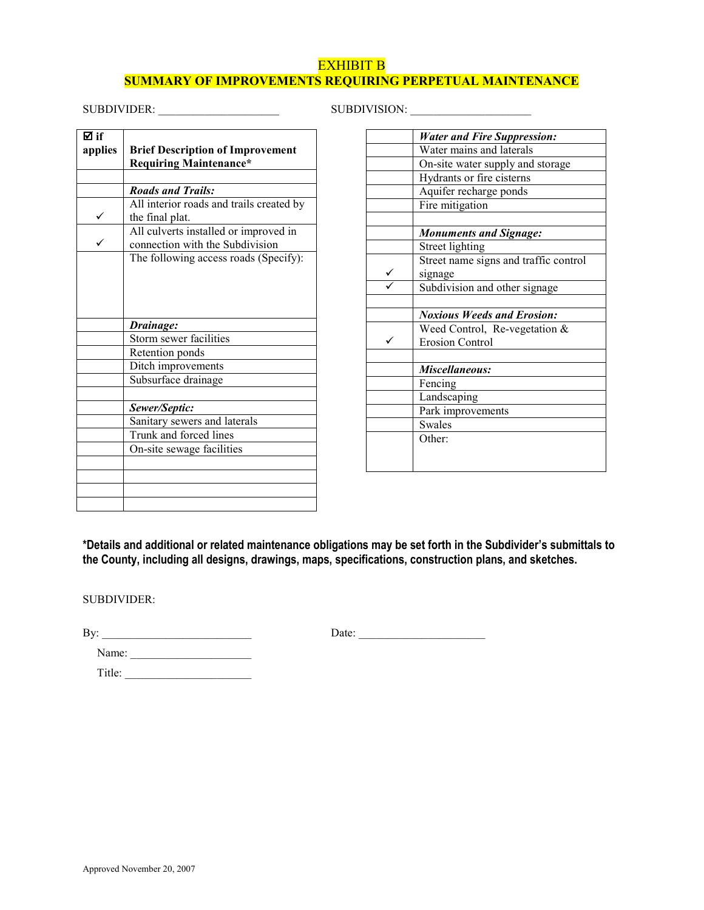# EXHIBIT B
## SUMMARY OF IMPROVEMENTS REQUIRING PERPETUAL MAINTENANCE

SUBDIVIDER: ____________________ SUBDIVISION: ____________________

| ☑ if applies | Brief Description of Improvement Requiring Maintenance* |
|---|---|
| | |
| | ***Roads and Trails:*** |
| ✓ | All interior roads and trails created by the final plat. |
| ✓ | All culverts installed or improved in connection with the Subdivision |
| | The following access roads (Specify): |
| | ***Drainage:*** |
| | Storm sewer facilities |
| | Retention ponds |
| | Ditch improvements |
| | Subsurface drainage |
| | |
| | ***Sewer/Septic:*** |
| | Sanitary sewers and laterals |
| | Trunk and forced lines |
| | On-site sewage facilities |
| | |
| | |
| | |
| | |

| | |
|---|---|
| | ***Water and Fire Suppression:*** |
| | Water mains and laterals |
| | On-site water supply and storage |
| | Hydrants or fire cisterns |
| | Aquifer recharge ponds |
| | Fire mitigation |
| | |
| | ***Monuments and Signage:*** |
| | Street lighting |
| ✓ | Street name signs and traffic control signage |
| ✓ | Subdivision and other signage |
| | |
| | ***Noxious Weeds and Erosion:*** |
| ✓ | Weed Control, Re-vegetation & Erosion Control |
| | |
| | ***Miscellaneous:*** |
| | Fencing |
| | Landscaping |
| | Park improvements |
| | Swales |
| | Other: |

**\*Details and additional or related maintenance obligations may be set forth in the Subdivider's submittals to the County, including all designs, drawings, maps, specifications, construction plans, and sketches.**

SUBDIVIDER:

By: ________________________ Date: ____________________

Name: ____________________

Title: _____________________

Approved November 20, 2007